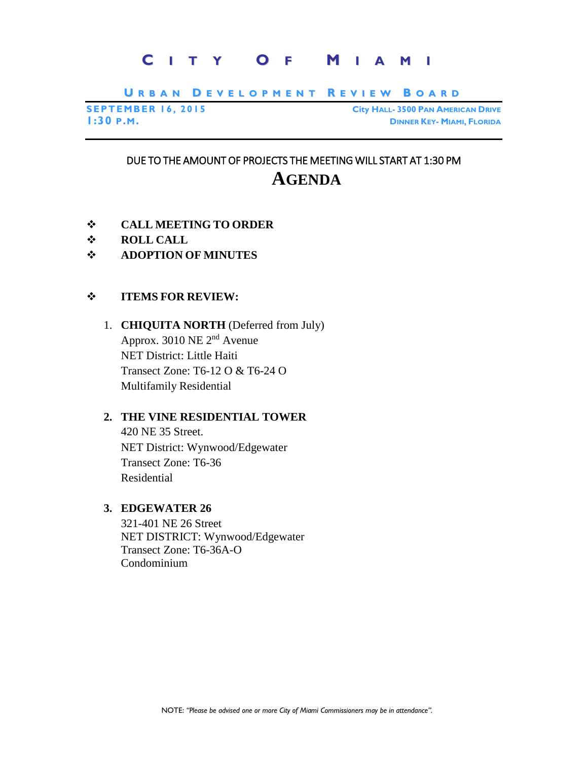# CITY OF MIAMI

## URBAN DEVELOPMENT REVIEW BOARD

**SEPTEMBER 16, 2015**
**1:30 P.M.**

**CITY HALL- 3500 PAN AMERICAN DRIVE**
**DINNER KEY- MIAMI, FLORIDA**

DUE TO THE AMOUNT OF PROJECTS THE MEETING WILL START AT 1:30 PM

## AGENDA

- **CALL MEETING TO ORDER**
- **ROLL CALL**
- **ADOPTION OF MINUTES**

- **ITEMS FOR REVIEW:**

1. **CHIQUITA NORTH** (Deferred from July)
   Approx. 3010 NE 2nd Avenue
   NET District: Little Haiti
   Transect Zone: T6-12 O & T6-24 O
   Multifamily Residential

2. **THE VINE RESIDENTIAL TOWER**
   420 NE 35 Street.
   NET District: Wynwood/Edgewater
   Transect Zone: T6-36
   Residential

3. **EDGEWATER 26**
   321-401 NE 26 Street
   NET DISTRICT: Wynwood/Edgewater
   Transect Zone: T6-36A-O
   Condominium

NOTE: *"Please be advised one or more City of Miami Commissioners may be in attendance".*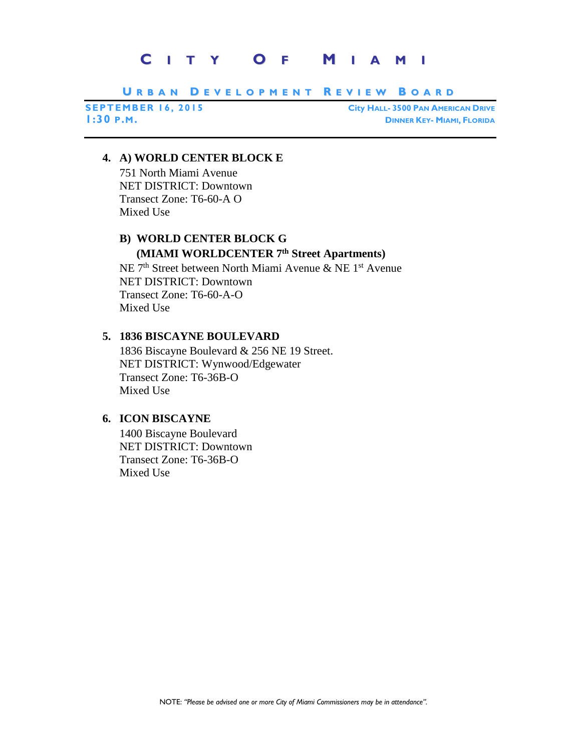# CITY OF MIAMI

## URBAN DEVELOPMENT REVIEW BOARD

**SEPTEMBER 16, 2015**
**1:30 P.M.**

**City Hall- 3500 Pan American Drive**
**Dinner Key- Miami, Florida**

---

4. **A) WORLD CENTER BLOCK E**
   751 North Miami Avenue
   NET DISTRICT: Downtown
   Transect Zone: T6-60-A O
   Mixed Use

   **B) WORLD CENTER BLOCK G**
   **(MIAMI WORLDCENTER 7th Street Apartments)**
   NE 7th Street between North Miami Avenue & NE 1st Avenue
   NET DISTRICT: Downtown
   Transect Zone: T6-60-A-O
   Mixed Use

5. **1836 BISCAYNE BOULEVARD**
   1836 Biscayne Boulevard & 256 NE 19 Street.
   NET DISTRICT: Wynwood/Edgewater
   Transect Zone: T6-36B-O
   Mixed Use

6. **ICON BISCAYNE**
   1400 Biscayne Boulevard
   NET DISTRICT: Downtown
   Transect Zone: T6-36B-O
   Mixed Use

NOTE: *"Please be advised one or more City of Miami Commissioners may be in attendance".*